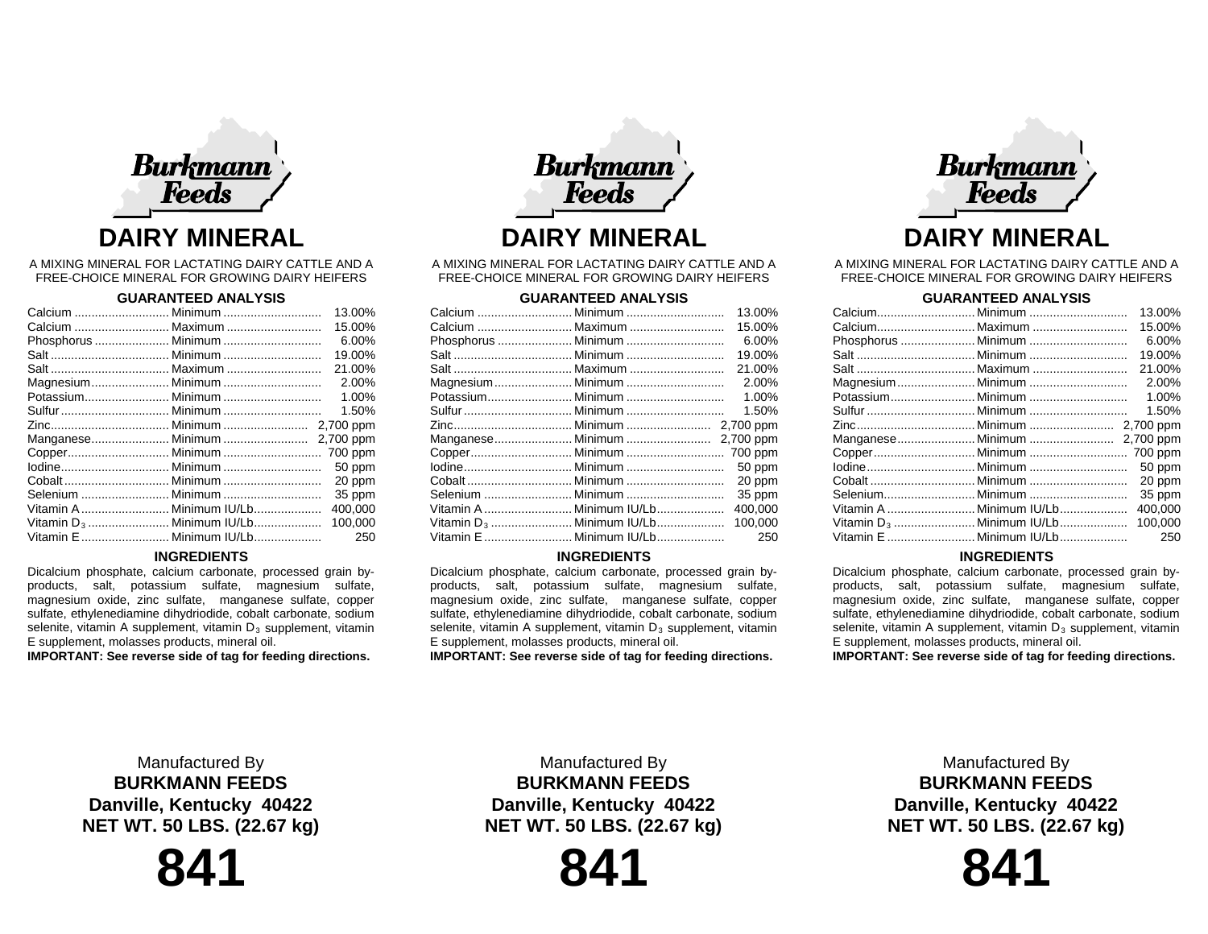Burkmann Feeds

# DAIRY MINERAL

A MIXING MINERAL FOR LACTATING DAIRY CATTLE AND A FREE-CHOICE MINERAL FOR GROWING DAIRY HEIFERS

## GUARANTEED ANALYSIS

| Nutrient | Guarantee | Amount |
|---|---|---|
| Calcium | Minimum | 13.00% |
| Calcium | Maximum | 15.00% |
| Phosphorus | Minimum | 6.00% |
| Salt | Minimum | 19.00% |
| Salt | Maximum | 21.00% |
| Magnesium | Minimum | 2.00% |
| Potassium | Minimum | 1.00% |
| Sulfur | Minimum | 1.50% |
| Zinc | Minimum | 2,700 ppm |
| Manganese | Minimum | 2,700 ppm |
| Copper | Minimum | 700 ppm |
| Iodine | Minimum | 50 ppm |
| Cobalt | Minimum | 20 ppm |
| Selenium | Minimum | 35 ppm |
| Vitamin A | Minimum IU/Lb | 400,000 |
| Vitamin $D_3$ | Minimum IU/Lb | 100,000 |
| Vitamin E | Minimum IU/Lb | 250 |

## INGREDIENTS

Dicalcium phosphate, calcium carbonate, processed grain by-products, salt, potassium sulfate, magnesium sulfate, magnesium oxide, zinc sulfate, manganese sulfate, copper sulfate, ethylenediamine dihydriodide, cobalt carbonate, sodium selenite, vitamin A supplement, vitamin $D_3$ supplement, vitamin E supplement, molasses products, mineral oil.

**IMPORTANT: See reverse side of tag for feeding directions.**

Manufactured By

**BURKMANN FEEDS**

**Danville, Kentucky 40422**

**NET WT. 50 LBS. (22.67 kg)**

# 841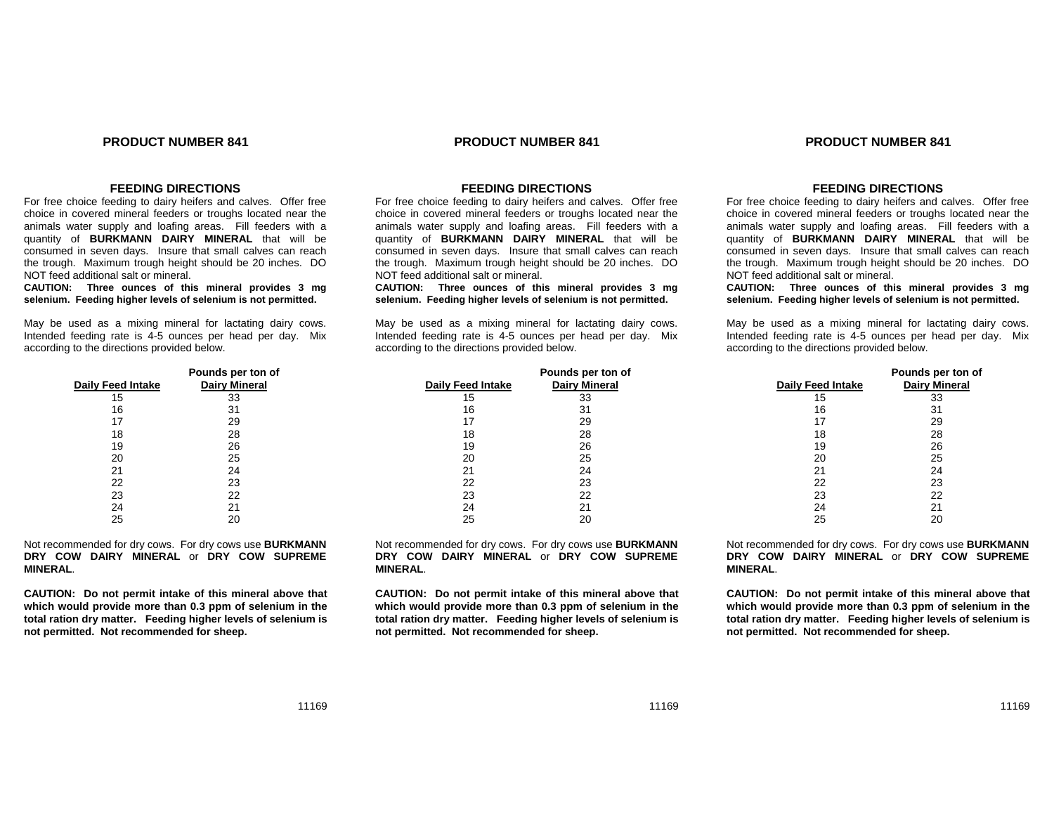**PRODUCT NUMBER 841**

### FEEDING DIRECTIONS

For free choice feeding to dairy heifers and calves. Offer free choice in covered mineral feeders or troughs located near the animals water supply and loafing areas. Fill feeders with a quantity of **BURKMANN DAIRY MINERAL** that will be consumed in seven days. Insure that small calves can reach the trough. Maximum trough height should be 20 inches. DO NOT feed additional salt or mineral.

**CAUTION: Three ounces of this mineral provides 3 mg selenium. Feeding higher levels of selenium is not permitted.**

May be used as a mixing mineral for lactating dairy cows. Intended feeding rate is 4-5 ounces per head per day. Mix according to the directions provided below.

| Daily Feed Intake | Pounds per ton of Dairy Mineral |
|---|---|
| 15 | 33 |
| 16 | 31 |
| 17 | 29 |
| 18 | 28 |
| 19 | 26 |
| 20 | 25 |
| 21 | 24 |
| 22 | 23 |
| 23 | 22 |
| 24 | 21 |
| 25 | 20 |

Not recommended for dry cows. For dry cows use **BURKMANN DRY COW DAIRY MINERAL** or **DRY COW SUPREME MINERAL**.

**CAUTION: Do not permit intake of this mineral above that which would provide more than 0.3 ppm of selenium in the total ration dry matter. Feeding higher levels of selenium is not permitted. Not recommended for sheep.**

11169

**PRODUCT NUMBER 841**

### FEEDING DIRECTIONS

For free choice feeding to dairy heifers and calves. Offer free choice in covered mineral feeders or troughs located near the animals water supply and loafing areas. Fill feeders with a quantity of **BURKMANN DAIRY MINERAL** that will be consumed in seven days. Insure that small calves can reach the trough. Maximum trough height should be 20 inches. DO NOT feed additional salt or mineral.

**CAUTION: Three ounces of this mineral provides 3 mg selenium. Feeding higher levels of selenium is not permitted.**

May be used as a mixing mineral for lactating dairy cows. Intended feeding rate is 4-5 ounces per head per day. Mix according to the directions provided below.

| Daily Feed Intake | Pounds per ton of Dairy Mineral |
|---|---|
| 15 | 33 |
| 16 | 31 |
| 17 | 29 |
| 18 | 28 |
| 19 | 26 |
| 20 | 25 |
| 21 | 24 |
| 22 | 23 |
| 23 | 22 |
| 24 | 21 |
| 25 | 20 |

Not recommended for dry cows. For dry cows use **BURKMANN DRY COW DAIRY MINERAL** or **DRY COW SUPREME MINERAL**.

**CAUTION: Do not permit intake of this mineral above that which would provide more than 0.3 ppm of selenium in the total ration dry matter. Feeding higher levels of selenium is not permitted. Not recommended for sheep.**

11169

**PRODUCT NUMBER 841**

### FEEDING DIRECTIONS

For free choice feeding to dairy heifers and calves. Offer free choice in covered mineral feeders or troughs located near the animals water supply and loafing areas. Fill feeders with a quantity of **BURKMANN DAIRY MINERAL** that will be consumed in seven days. Insure that small calves can reach the trough. Maximum trough height should be 20 inches. DO NOT feed additional salt or mineral.

**CAUTION: Three ounces of this mineral provides 3 mg selenium. Feeding higher levels of selenium is not permitted.**

May be used as a mixing mineral for lactating dairy cows. Intended feeding rate is 4-5 ounces per head per day. Mix according to the directions provided below.

| Daily Feed Intake | Pounds per ton of Dairy Mineral |
|---|---|
| 15 | 33 |
| 16 | 31 |
| 17 | 29 |
| 18 | 28 |
| 19 | 26 |
| 20 | 25 |
| 21 | 24 |
| 22 | 23 |
| 23 | 22 |
| 24 | 21 |
| 25 | 20 |

Not recommended for dry cows. For dry cows use **BURKMANN DRY COW DAIRY MINERAL** or **DRY COW SUPREME MINERAL**.

**CAUTION: Do not permit intake of this mineral above that which would provide more than 0.3 ppm of selenium in the total ration dry matter. Feeding higher levels of selenium is not permitted. Not recommended for sheep.**

11169